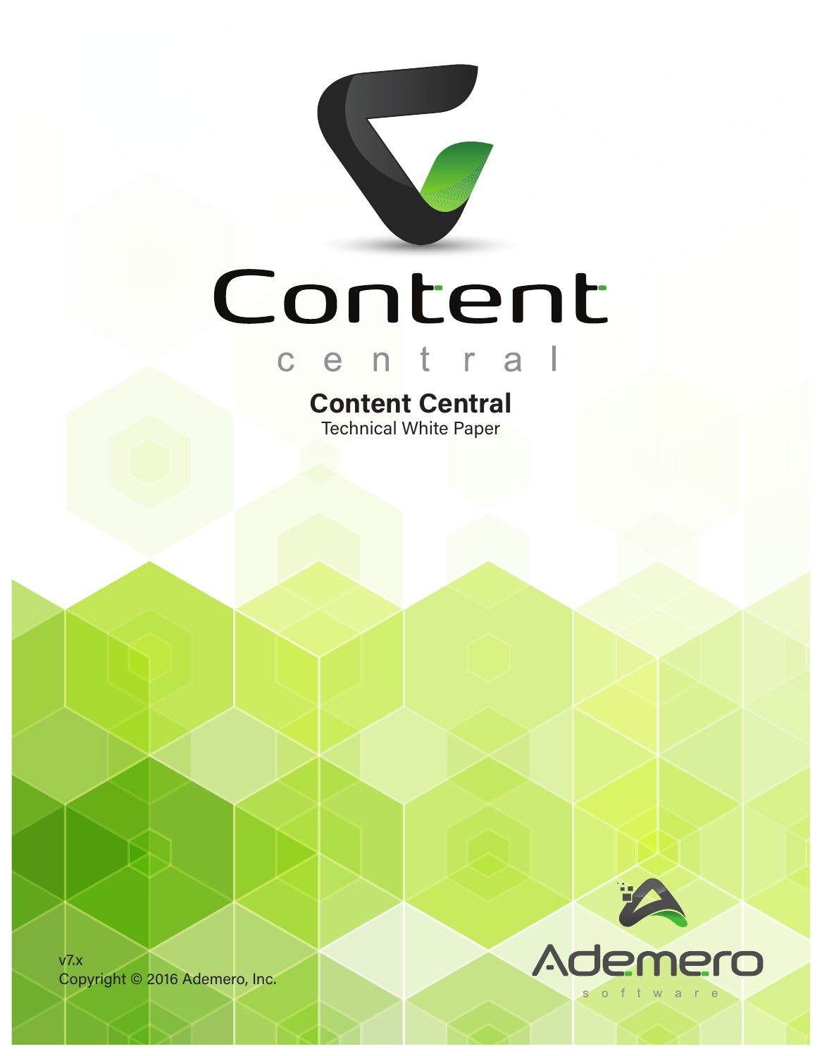# Content Central

## Technical White Paper

v7.x

Copyright © 2016 Ademero, Inc.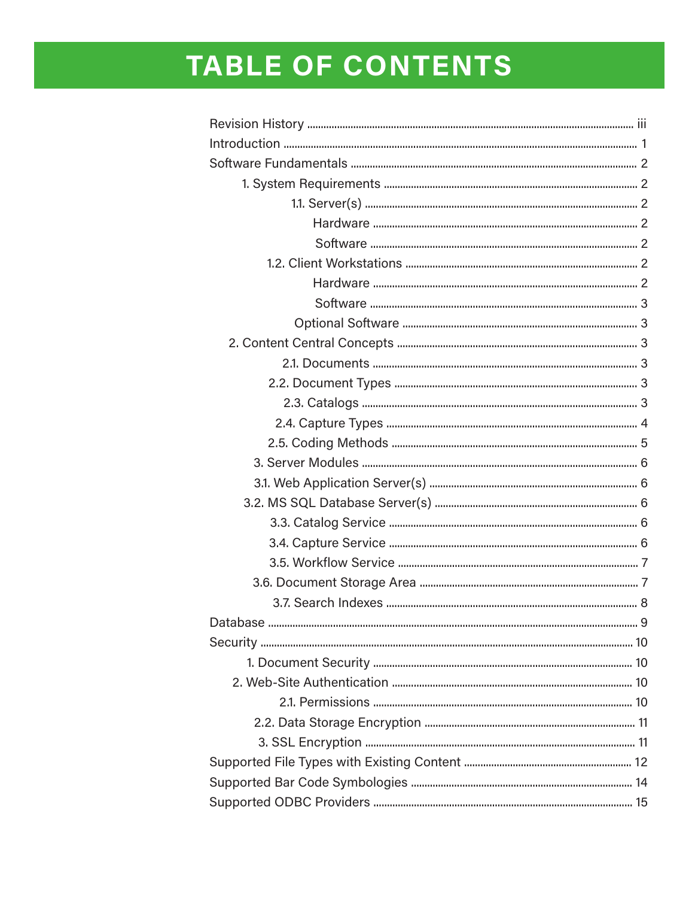# TABLE OF CONTENTS

- Revision History ... iii
- Introduction ... 1
- Software Fundamentals ... 2
  - 1. System Requirements ... 2
    - 1.1. Server(s) ... 2
      - Hardware ... 2
      - Software ... 2
    - 1.2. Client Workstations ... 2
      - Hardware ... 2
      - Software ... 3
      - Optional Software ... 3
  - 2. Content Central Concepts ... 3
    - 2.1. Documents ... 3
    - 2.2. Document Types ... 3
    - 2.3. Catalogs ... 3
    - 2.4. Capture Types ... 4
    - 2.5. Coding Methods ... 5
  - 3. Server Modules ... 6
    - 3.1. Web Application Server(s) ... 6
    - 3.2. MS SQL Database Server(s) ... 6
    - 3.3. Catalog Service ... 6
    - 3.4. Capture Service ... 6
    - 3.5. Workflow Service ... 7
    - 3.6. Document Storage Area ... 7
    - 3.7. Search Indexes ... 8
- Database ... 9
- Security ... 10
  - 1. Document Security ... 10
  - 2. Web-Site Authentication ... 10
    - 2.1. Permissions ... 10
    - 2.2. Data Storage Encryption ... 11
  - 3. SSL Encryption ... 11
- Supported File Types with Existing Content ... 12
- Supported Bar Code Symbologies ... 14
- Supported ODBC Providers ... 15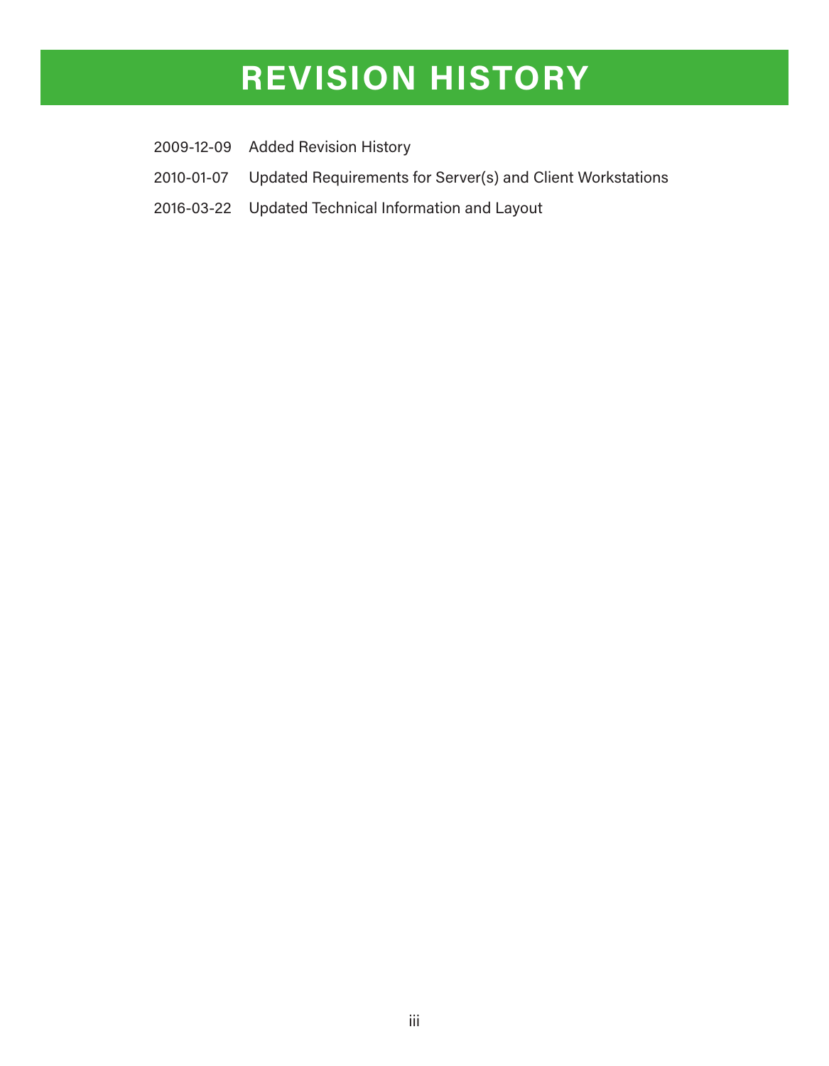# REVISION HISTORY

2009-12-09 Added Revision History

2010-01-07 Updated Requirements for Server(s) and Client Workstations

2016-03-22 Updated Technical Information and Layout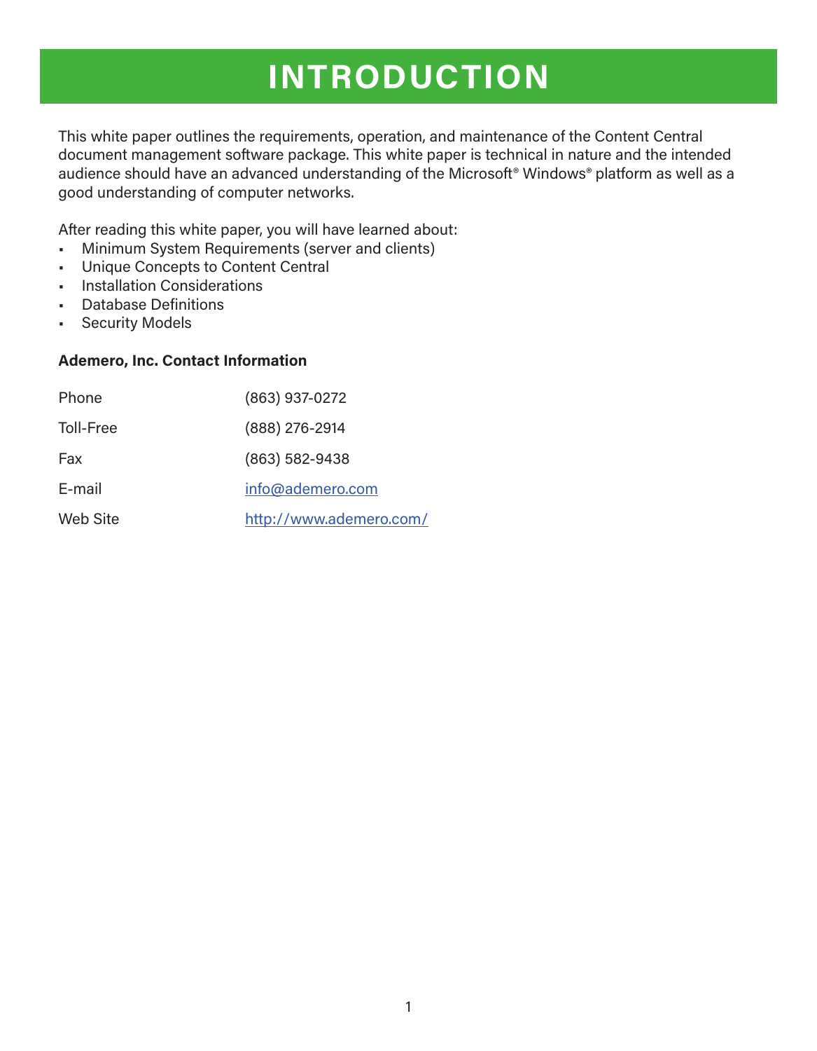# INTRODUCTION

This white paper outlines the requirements, operation, and maintenance of the Content Central document management software package. This white paper is technical in nature and the intended audience should have an advanced understanding of the Microsoft® Windows® platform as well as a good understanding of computer networks.

After reading this white paper, you will have learned about:

- Minimum System Requirements (server and clients)
- Unique Concepts to Content Central
- Installation Considerations
- Database Definitions
- Security Models

**Ademero, Inc. Contact Information**

| | |
|---|---|
| Phone | (863) 937-0272 |
| Toll-Free | (888) 276-2914 |
| Fax | (863) 582-9438 |
| E-mail | info@ademero.com |
| Web Site | http://www.ademero.com/ |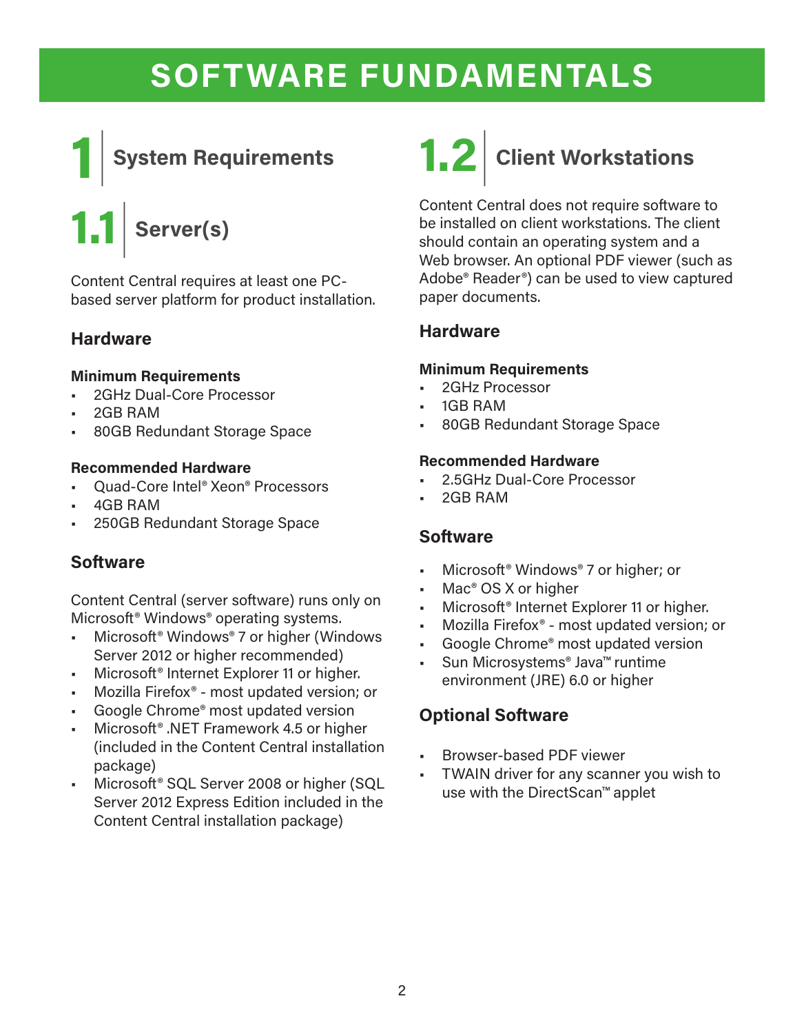# SOFTWARE FUNDAMENTALS

## 1 System Requirements

### 1.1 Server(s)

Content Central requires at least one PC-based server platform for product installation.

#### Hardware

**Minimum Requirements**

- 2GHz Dual-Core Processor
- 2GB RAM
- 80GB Redundant Storage Space

**Recommended Hardware**

- Quad-Core Intel® Xeon® Processors
- 4GB RAM
- 250GB Redundant Storage Space

#### Software

Content Central (server software) runs only on Microsoft® Windows® operating systems.

- Microsoft® Windows® 7 or higher (Windows Server 2012 or higher recommended)
- Microsoft® Internet Explorer 11 or higher.
- Mozilla Firefox® - most updated version; or
- Google Chrome® most updated version
- Microsoft® .NET Framework 4.5 or higher (included in the Content Central installation package)
- Microsoft® SQL Server 2008 or higher (SQL Server 2012 Express Edition included in the Content Central installation package)

### 1.2 Client Workstations

Content Central does not require software to be installed on client workstations. The client should contain an operating system and a Web browser. An optional PDF viewer (such as Adobe® Reader®) can be used to view captured paper documents.

#### Hardware

**Minimum Requirements**

- 2GHz Processor
- 1GB RAM
- 80GB Redundant Storage Space

**Recommended Hardware**

- 2.5GHz Dual-Core Processor
- 2GB RAM

#### Software

- Microsoft® Windows® 7 or higher; or
- Mac® OS X or higher
- Microsoft® Internet Explorer 11 or higher.
- Mozilla Firefox® - most updated version; or
- Google Chrome® most updated version
- Sun Microsystems® Java™ runtime environment (JRE) 6.0 or higher

#### Optional Software

- Browser-based PDF viewer
- TWAIN driver for any scanner you wish to use with the DirectScan™ applet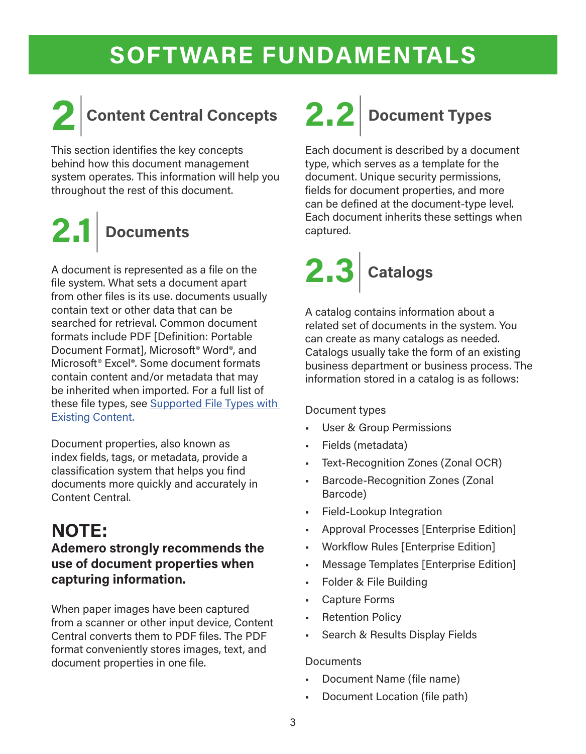# SOFTWARE FUNDAMENTALS

## 2 Content Central Concepts

This section identifies the key concepts behind how this document management system operates. This information will help you throughout the rest of this document.

### 2.1 Documents

A document is represented as a file on the file system. What sets a document apart from other files is its use. documents usually contain text or other data that can be searched for retrieval. Common document formats include PDF [Definition: Portable Document Format], Microsoft® Word®, and Microsoft® Excel®. Some document formats contain content and/or metadata that may be inherited when imported. For a full list of these file types, see Supported File Types with Existing Content.

Document properties, also known as index fields, tags, or metadata, provide a classification system that helps you find documents more quickly and accurately in Content Central.

**NOTE:**
**Ademero strongly recommends the use of document properties when capturing information.**

When paper images have been captured from a scanner or other input device, Content Central converts them to PDF files. The PDF format conveniently stores images, text, and document properties in one file.

### 2.2 Document Types

Each document is described by a document type, which serves as a template for the document. Unique security permissions, fields for document properties, and more can be defined at the document-type level. Each document inherits these settings when captured.

### 2.3 Catalogs

A catalog contains information about a related set of documents in the system. You can create as many catalogs as needed. Catalogs usually take the form of an existing business department or business process. The information stored in a catalog is as follows:

Document types

- User & Group Permissions
- Fields (metadata)
- Text-Recognition Zones (Zonal OCR)
- Barcode-Recognition Zones (Zonal Barcode)
- Field-Lookup Integration
- Approval Processes [Enterprise Edition]
- Workflow Rules [Enterprise Edition]
- Message Templates [Enterprise Edition]
- Folder & File Building
- Capture Forms
- Retention Policy
- Search & Results Display Fields

Documents

- Document Name (file name)
- Document Location (file path)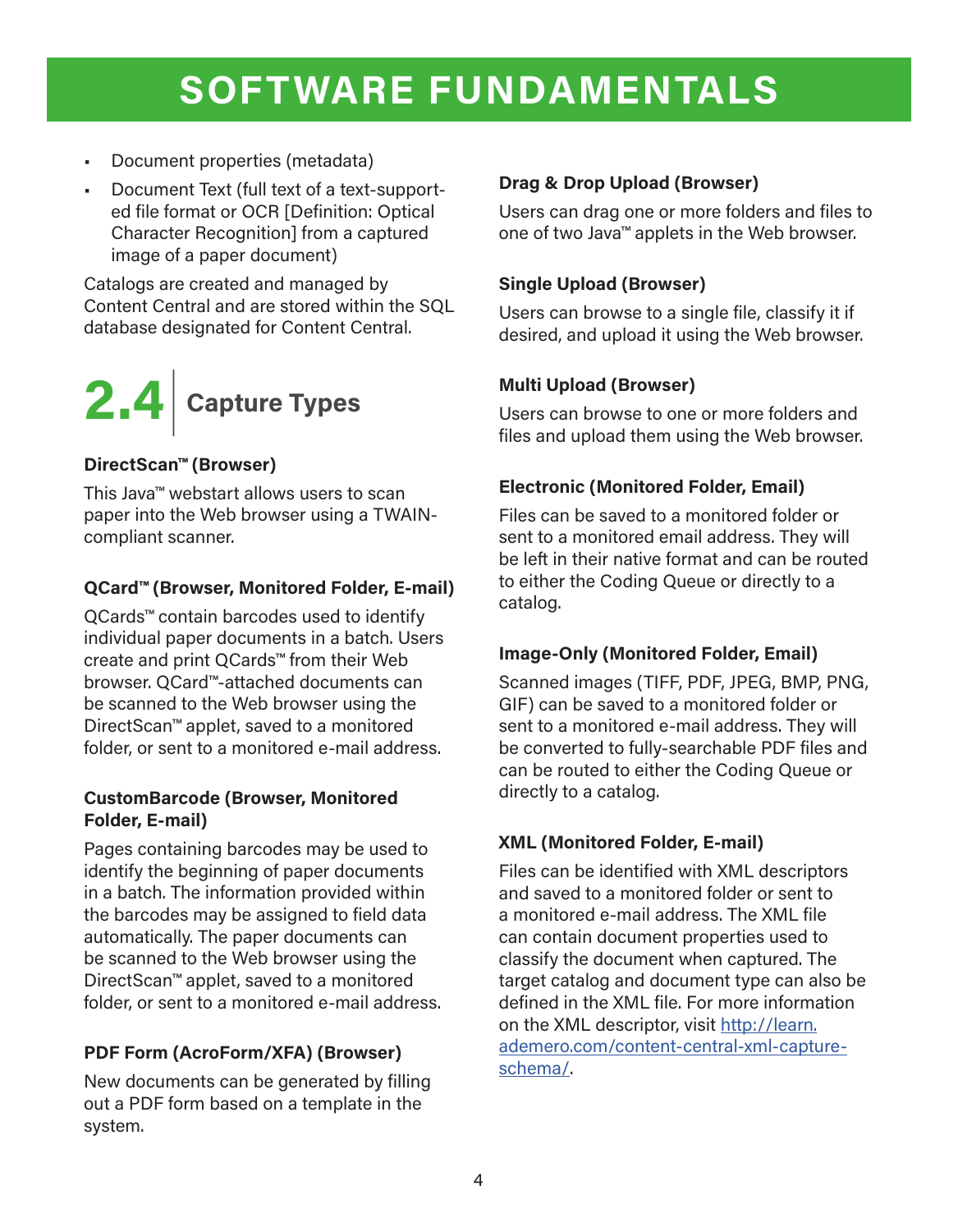# SOFTWARE FUNDAMENTALS

- Document properties (metadata)
- Document Text (full text of a text-supported file format or OCR [Definition: Optical Character Recognition] from a captured image of a paper document)

Catalogs are created and managed by Content Central and are stored within the SQL database designated for Content Central.

## 2.4 Capture Types

**DirectScan™ (Browser)**

This Java™ webstart allows users to scan paper into the Web browser using a TWAIN-compliant scanner.

**QCard™ (Browser, Monitored Folder, E-mail)**

QCards™ contain barcodes used to identify individual paper documents in a batch. Users create and print QCards™ from their Web browser. QCard™-attached documents can be scanned to the Web browser using the DirectScan™ applet, saved to a monitored folder, or sent to a monitored e-mail address.

**CustomBarcode (Browser, Monitored Folder, E-mail)**

Pages containing barcodes may be used to identify the beginning of paper documents in a batch. The information provided within the barcodes may be assigned to field data automatically. The paper documents can be scanned to the Web browser using the DirectScan™ applet, saved to a monitored folder, or sent to a monitored e-mail address.

**PDF Form (AcroForm/XFA) (Browser)**

New documents can be generated by filling out a PDF form based on a template in the system.

**Drag & Drop Upload (Browser)**

Users can drag one or more folders and files to one of two Java™ applets in the Web browser.

**Single Upload (Browser)**

Users can browse to a single file, classify it if desired, and upload it using the Web browser.

**Multi Upload (Browser)**

Users can browse to one or more folders and files and upload them using the Web browser.

**Electronic (Monitored Folder, Email)**

Files can be saved to a monitored folder or sent to a monitored email address. They will be left in their native format and can be routed to either the Coding Queue or directly to a catalog.

**Image-Only (Monitored Folder, Email)**

Scanned images (TIFF, PDF, JPEG, BMP, PNG, GIF) can be saved to a monitored folder or sent to a monitored e-mail address. They will be converted to fully-searchable PDF files and can be routed to either the Coding Queue or directly to a catalog.

**XML (Monitored Folder, E-mail)**

Files can be identified with XML descriptors and saved to a monitored folder or sent to a monitored e-mail address. The XML file can contain document properties used to classify the document when captured. The target catalog and document type can also be defined in the XML file. For more information on the XML descriptor, visit [http://learn.ademero.com/content-central-xml-capture-schema/](http://learn.ademero.com/content-central-xml-capture-schema/).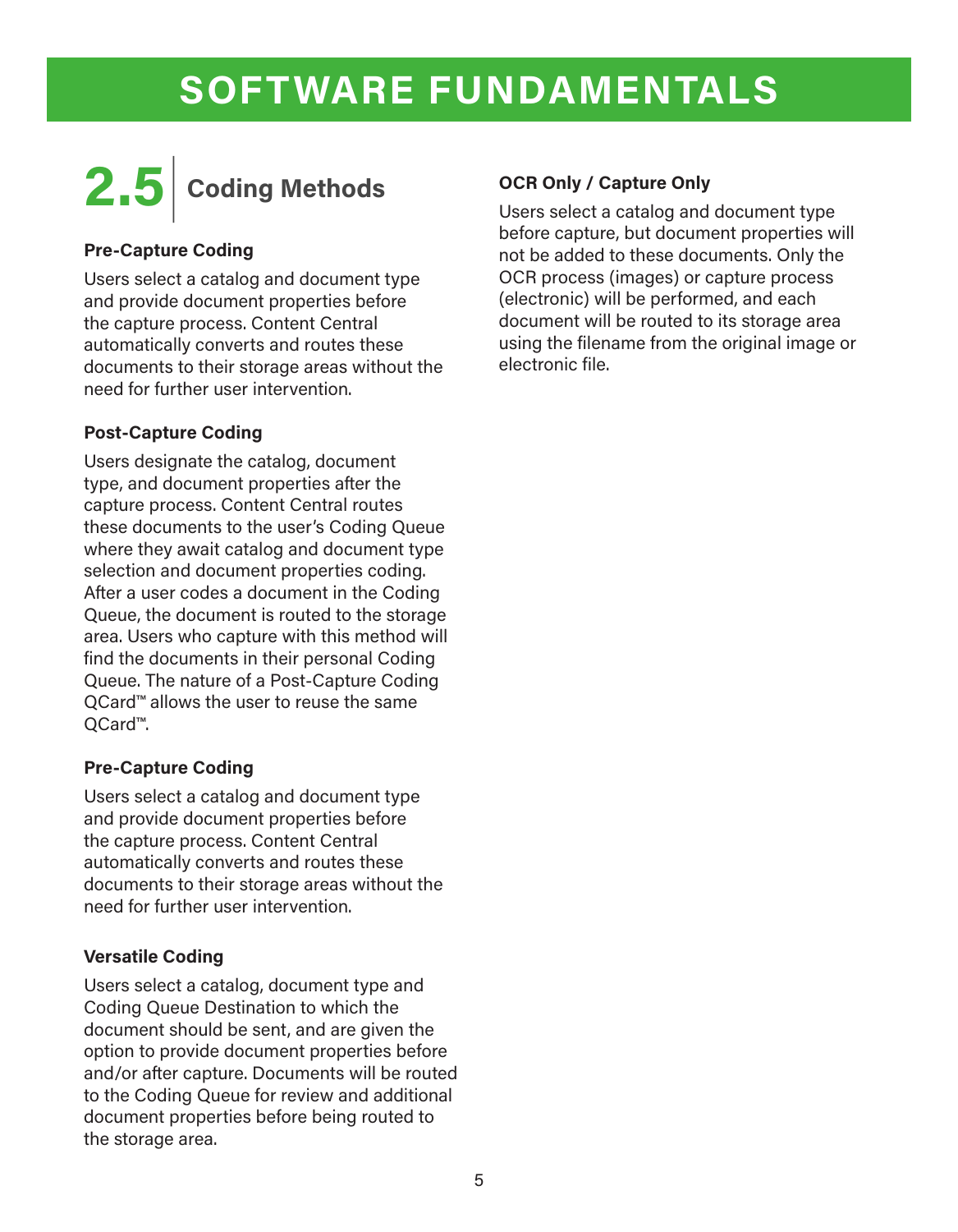# SOFTWARE FUNDAMENTALS

## 2.5 Coding Methods

**Pre-Capture Coding**

Users select a catalog and document type and provide document properties before the capture process. Content Central automatically converts and routes these documents to their storage areas without the need for further user intervention.

**Post-Capture Coding**

Users designate the catalog, document type, and document properties after the capture process. Content Central routes these documents to the user's Coding Queue where they await catalog and document type selection and document properties coding. After a user codes a document in the Coding Queue, the document is routed to the storage area. Users who capture with this method will find the documents in their personal Coding Queue. The nature of a Post-Capture Coding QCard™ allows the user to reuse the same QCard™.

**Pre-Capture Coding**

Users select a catalog and document type and provide document properties before the capture process. Content Central automatically converts and routes these documents to their storage areas without the need for further user intervention.

**Versatile Coding**

Users select a catalog, document type and Coding Queue Destination to which the document should be sent, and are given the option to provide document properties before and/or after capture. Documents will be routed to the Coding Queue for review and additional document properties before being routed to the storage area.

**OCR Only / Capture Only**

Users select a catalog and document type before capture, but document properties will not be added to these documents. Only the OCR process (images) or capture process (electronic) will be performed, and each document will be routed to its storage area using the filename from the original image or electronic file.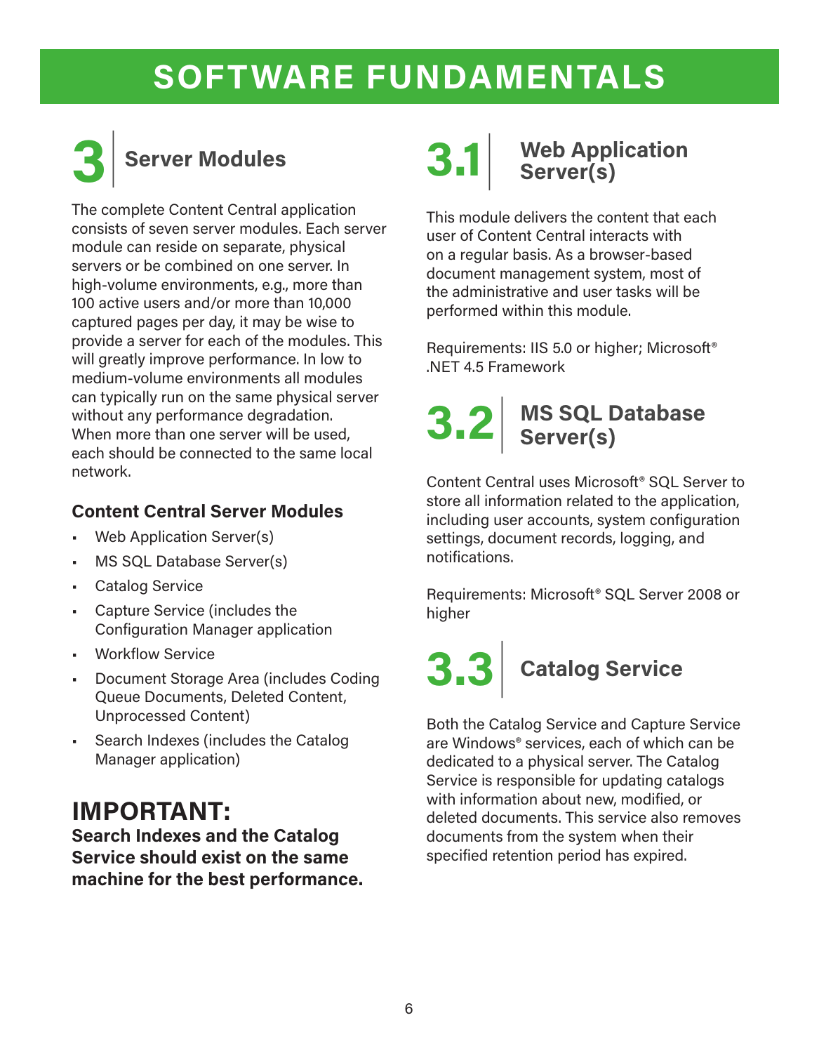# SOFTWARE FUNDAMENTALS

## 3 Server Modules

The complete Content Central application consists of seven server modules. Each server module can reside on separate, physical servers or be combined on one server. In high-volume environments, e.g., more than 100 active users and/or more than 10,000 captured pages per day, it may be wise to provide a server for each of the modules. This will greatly improve performance. In low to medium-volume environments all modules can typically run on the same physical server without any performance degradation. When more than one server will be used, each should be connected to the same local network.

### Content Central Server Modules

- Web Application Server(s)
- MS SQL Database Server(s)
- Catalog Service
- Capture Service (includes the Configuration Manager application
- Workflow Service
- Document Storage Area (includes Coding Queue Documents, Deleted Content, Unprocessed Content)
- Search Indexes (includes the Catalog Manager application)

## IMPORTANT:

**Search Indexes and the Catalog Service should exist on the same machine for the best performance.**

## 3.1 Web Application Server(s)

This module delivers the content that each user of Content Central interacts with on a regular basis. As a browser-based document management system, most of the administrative and user tasks will be performed within this module.

Requirements: IIS 5.0 or higher; Microsoft® .NET 4.5 Framework

## 3.2 MS SQL Database Server(s)

Content Central uses Microsoft® SQL Server to store all information related to the application, including user accounts, system configuration settings, document records, logging, and notifications.

Requirements: Microsoft® SQL Server 2008 or higher

## 3.3 Catalog Service

Both the Catalog Service and Capture Service are Windows® services, each of which can be dedicated to a physical server. The Catalog Service is responsible for updating catalogs with information about new, modified, or deleted documents. This service also removes documents from the system when their specified retention period has expired.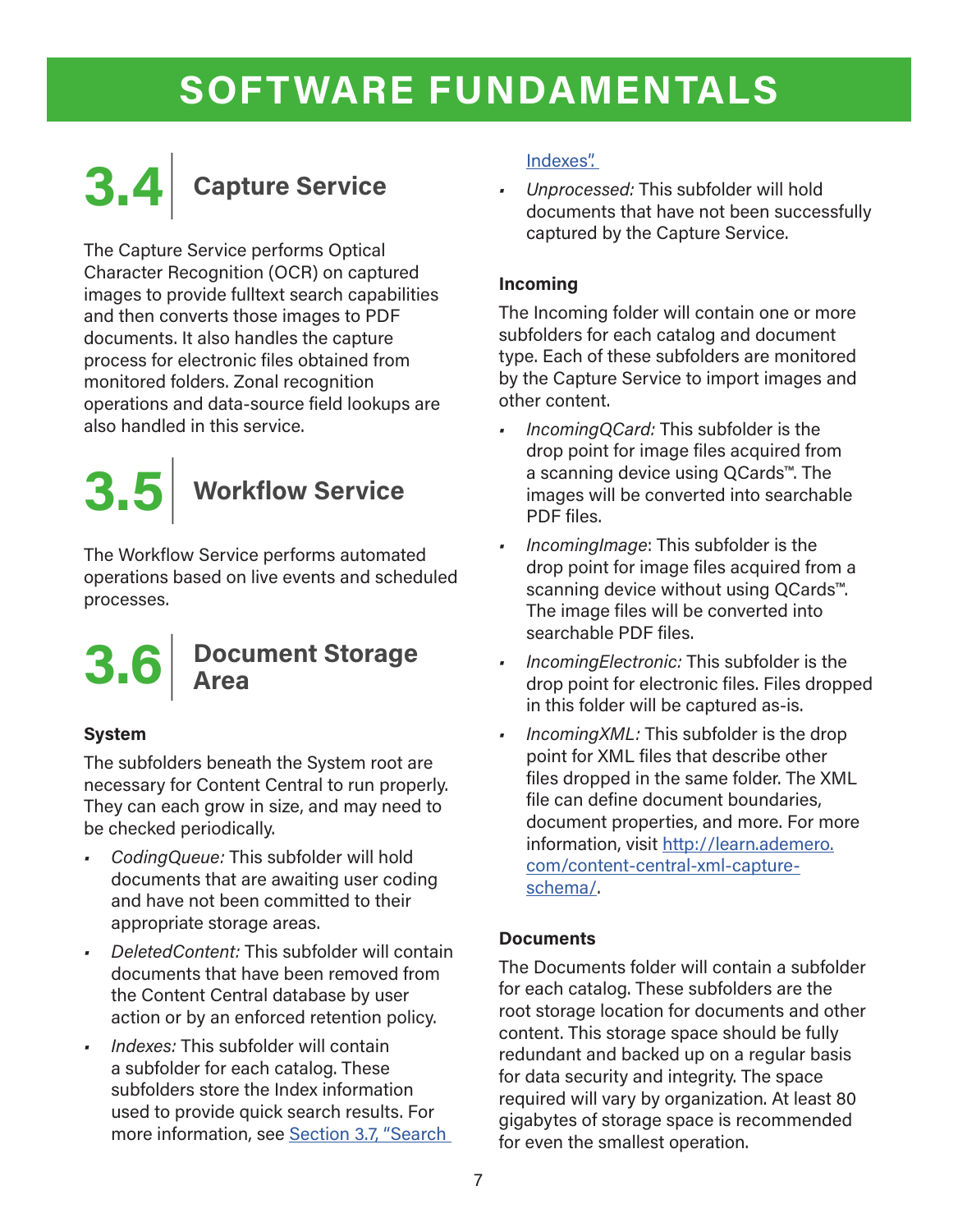# SOFTWARE FUNDAMENTALS

## 3.4 Capture Service

The Capture Service performs Optical Character Recognition (OCR) on captured images to provide fulltext search capabilities and then converts those images to PDF documents. It also handles the capture process for electronic files obtained from monitored folders. Zonal recognition operations and data-source field lookups are also handled in this service.

## 3.5 Workflow Service

The Workflow Service performs automated operations based on live events and scheduled processes.

## 3.6 Document Storage Area

### System

The subfolders beneath the System root are necessary for Content Central to run properly. They can each grow in size, and may need to be checked periodically.

- *CodingQueue:* This subfolder will hold documents that are awaiting user coding and have not been committed to their appropriate storage areas.
- *DeletedContent:* This subfolder will contain documents that have been removed from the Content Central database by user action or by an enforced retention policy.
- *Indexes:* This subfolder will contain a subfolder for each catalog. These subfolders store the Index information used to provide quick search results. For more information, see Section 3.7, "Search Indexes".
- *Unprocessed:* This subfolder will hold documents that have not been successfully captured by the Capture Service.

### Incoming

The Incoming folder will contain one or more subfolders for each catalog and document type. Each of these subfolders are monitored by the Capture Service to import images and other content.

- *IncomingQCard:* This subfolder is the drop point for image files acquired from a scanning device using QCards™. The images will be converted into searchable PDF files.
- *IncomingImage*: This subfolder is the drop point for image files acquired from a scanning device without using QCards™. The image files will be converted into searchable PDF files.
- *IncomingElectronic:* This subfolder is the drop point for electronic files. Files dropped in this folder will be captured as-is.
- *IncomingXML:* This subfolder is the drop point for XML files that describe other files dropped in the same folder. The XML file can define document boundaries, document properties, and more. For more information, visit http://learn.ademero.com/content-central-xml-capture-schema/.

### Documents

The Documents folder will contain a subfolder for each catalog. These subfolders are the root storage location for documents and other content. This storage space should be fully redundant and backed up on a regular basis for data security and integrity. The space required will vary by organization. At least 80 gigabytes of storage space is recommended for even the smallest operation.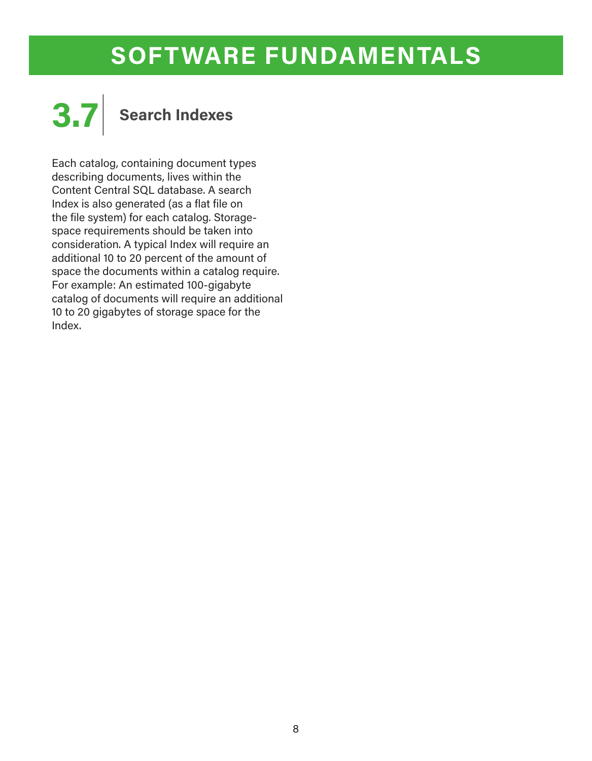# SOFTWARE FUNDAMENTALS

## 3.7 Search Indexes

Each catalog, containing document types describing documents, lives within the Content Central SQL database. A search Index is also generated (as a flat file on the file system) for each catalog. Storage-space requirements should be taken into consideration. A typical Index will require an additional 10 to 20 percent of the amount of space the documents within a catalog require. For example: An estimated 100-gigabyte catalog of documents will require an additional 10 to 20 gigabytes of storage space for the Index.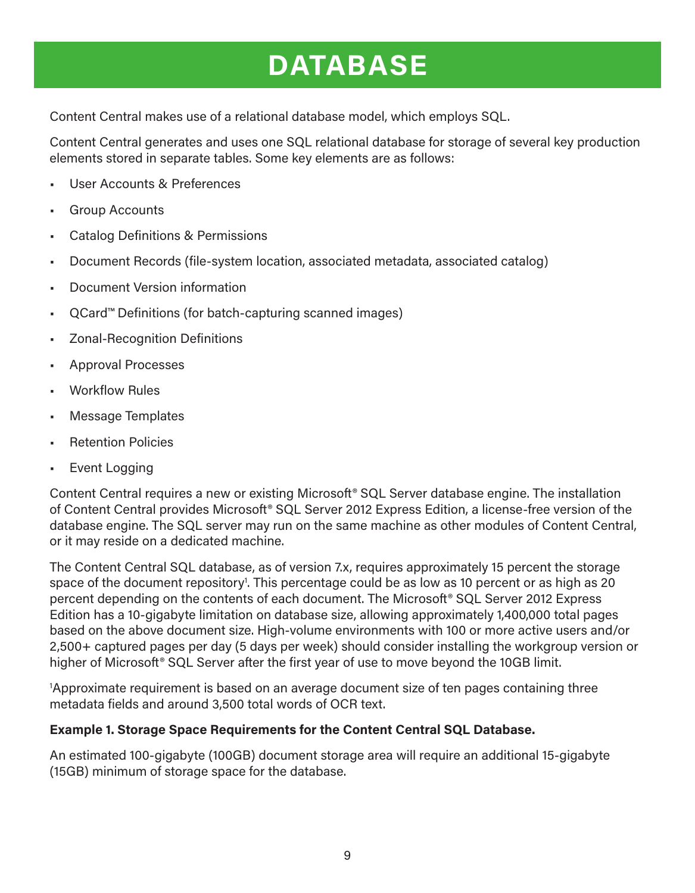# DATABASE

Content Central makes use of a relational database model, which employs SQL.

Content Central generates and uses one SQL relational database for storage of several key production elements stored in separate tables. Some key elements are as follows:

- User Accounts & Preferences
- Group Accounts
- Catalog Definitions & Permissions
- Document Records (file-system location, associated metadata, associated catalog)
- Document Version information
- QCard™ Definitions (for batch-capturing scanned images)
- Zonal-Recognition Definitions
- Approval Processes
- Workflow Rules
- Message Templates
- Retention Policies
- Event Logging

Content Central requires a new or existing Microsoft® SQL Server database engine. The installation of Content Central provides Microsoft® SQL Server 2012 Express Edition, a license-free version of the database engine. The SQL server may run on the same machine as other modules of Content Central, or it may reside on a dedicated machine.

The Content Central SQL database, as of version 7.x, requires approximately 15 percent the storage space of the document repository[1]. This percentage could be as low as 10 percent or as high as 20 percent depending on the contents of each document. The Microsoft® SQL Server 2012 Express Edition has a 10-gigabyte limitation on database size, allowing approximately 1,400,000 total pages based on the above document size. High-volume environments with 100 or more active users and/or 2,500+ captured pages per day (5 days per week) should consider installing the workgroup version or higher of Microsoft® SQL Server after the first year of use to move beyond the 10GB limit.

[1]Approximate requirement is based on an average document size of ten pages containing three metadata fields and around 3,500 total words of OCR text.

**Example 1. Storage Space Requirements for the Content Central SQL Database.**

An estimated 100-gigabyte (100GB) document storage area will require an additional 15-gigabyte (15GB) minimum of storage space for the database.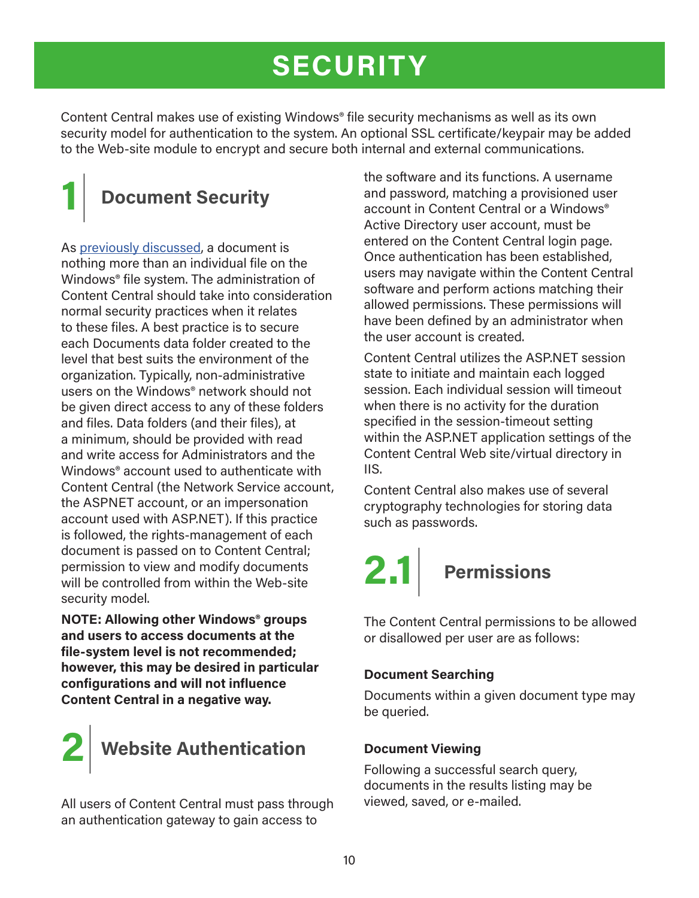# SECURITY

Content Central makes use of existing Windows® file security mechanisms as well as its own security model for authentication to the system. An optional SSL certificate/keypair may be added to the Web-site module to encrypt and secure both internal and external communications.

## 1 Document Security

As previously discussed, a document is nothing more than an individual file on the Windows® file system. The administration of Content Central should take into consideration normal security practices when it relates to these files. A best practice is to secure each Documents data folder created to the level that best suits the environment of the organization. Typically, non-administrative users on the Windows® network should not be given direct access to any of these folders and files. Data folders (and their files), at a minimum, should be provided with read and write access for Administrators and the Windows® account used to authenticate with Content Central (the Network Service account, the ASPNET account, or an impersonation account used with ASP.NET). If this practice is followed, the rights-management of each document is passed on to Content Central; permission to view and modify documents will be controlled from within the Web-site security model.

**NOTE: Allowing other Windows® groups and users to access documents at the file-system level is not recommended; however, this may be desired in particular configurations and will not influence Content Central in a negative way.**

## 2 Website Authentication

All users of Content Central must pass through an authentication gateway to gain access to the software and its functions. A username and password, matching a provisioned user account in Content Central or a Windows® Active Directory user account, must be entered on the Content Central login page. Once authentication has been established, users may navigate within the Content Central software and perform actions matching their allowed permissions. These permissions will have been defined by an administrator when the user account is created.

Content Central utilizes the ASP.NET session state to initiate and maintain each logged session. Each individual session will timeout when there is no activity for the duration specified in the session-timeout setting within the ASP.NET application settings of the Content Central Web site/virtual directory in IIS.

Content Central also makes use of several cryptography technologies for storing data such as passwords.

### 2.1 Permissions

The Content Central permissions to be allowed or disallowed per user are as follows:

**Document Searching**

Documents within a given document type may be queried.

**Document Viewing**

Following a successful search query, documents in the results listing may be viewed, saved, or e-mailed.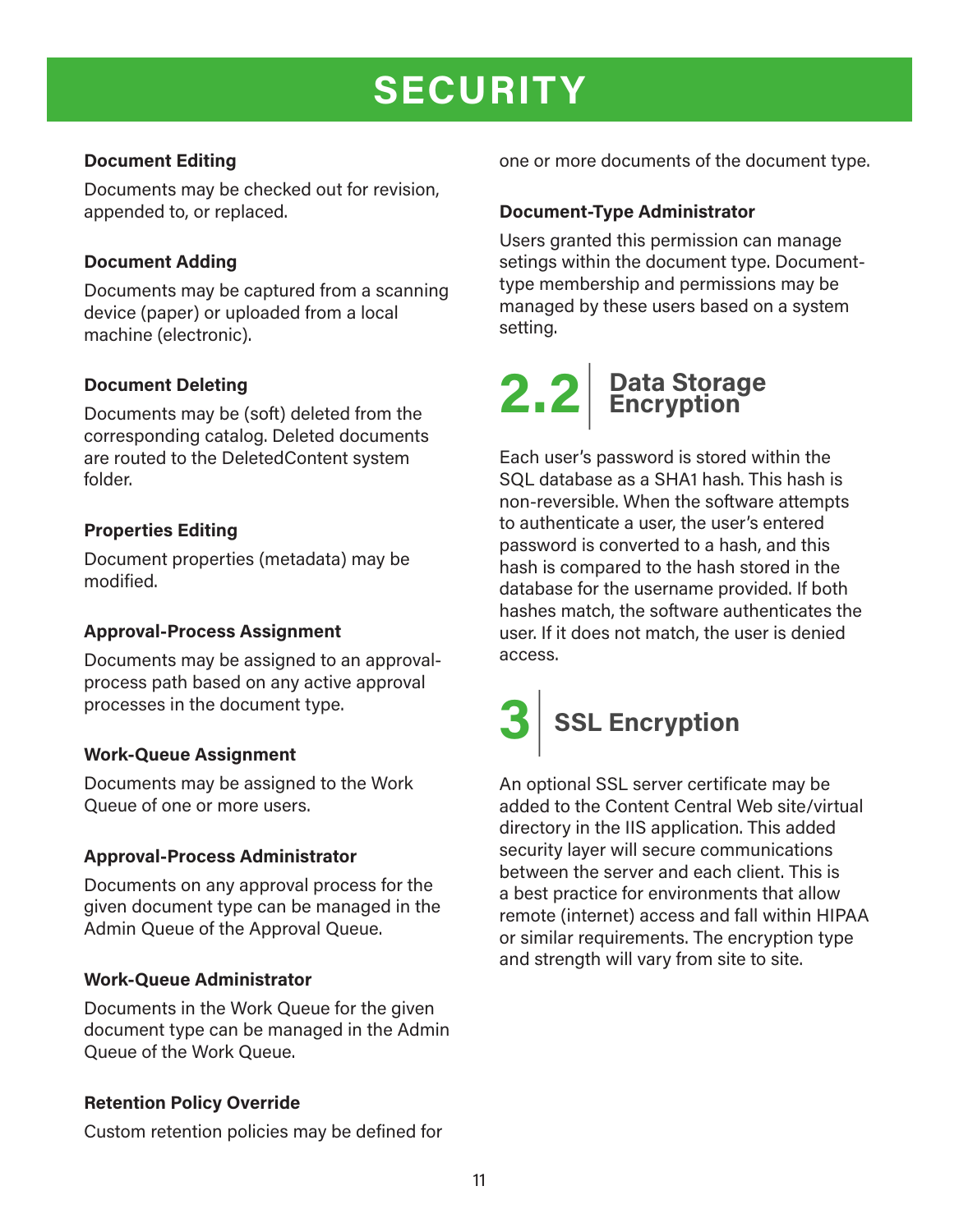# SECURITY

**Document Editing**

Documents may be checked out for revision, appended to, or replaced.

**Document Adding**

Documents may be captured from a scanning device (paper) or uploaded from a local machine (electronic).

**Document Deleting**

Documents may be (soft) deleted from the corresponding catalog. Deleted documents are routed to the DeletedContent system folder.

**Properties Editing**

Document properties (metadata) may be modified.

**Approval-Process Assignment**

Documents may be assigned to an approval-process path based on any active approval processes in the document type.

**Work-Queue Assignment**

Documents may be assigned to the Work Queue of one or more users.

**Approval-Process Administrator**

Documents on any approval process for the given document type can be managed in the Admin Queue of the Approval Queue.

**Work-Queue Administrator**

Documents in the Work Queue for the given document type can be managed in the Admin Queue of the Work Queue.

**Retention Policy Override**

Custom retention policies may be defined for one or more documents of the document type.

**Document-Type Administrator**

Users granted this permission can manage setings within the document type. Document-type membership and permissions may be managed by these users based on a system setting.

## 2.2 Data Storage Encryption

Each user's password is stored within the SQL database as a SHA1 hash. This hash is non-reversible. When the software attempts to authenticate a user, the user's entered password is converted to a hash, and this hash is compared to the hash stored in the database for the username provided. If both hashes match, the software authenticates the user. If it does not match, the user is denied access.

## 3 SSL Encryption

An optional SSL server certificate may be added to the Content Central Web site/virtual directory in the IIS application. This added security layer will secure communications between the server and each client. This is a best practice for environments that allow remote (internet) access and fall within HIPAA or similar requirements. The encryption type and strength will vary from site to site.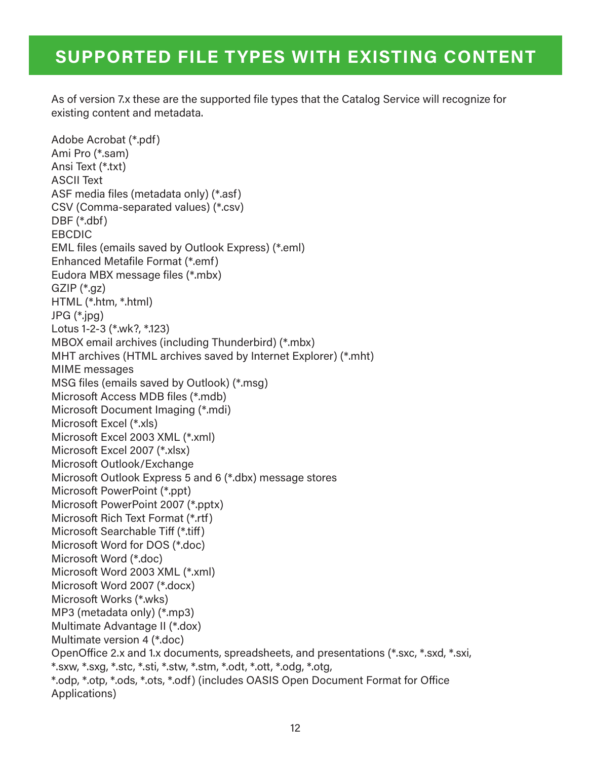# SUPPORTED FILE TYPES WITH EXISTING CONTENT

As of version 7.x these are the supported file types that the Catalog Service will recognize for existing content and metadata.

Adobe Acrobat (*.pdf)
Ami Pro (*.sam)
Ansi Text (*.txt)
ASCII Text
ASF media files (metadata only) (*.asf)
CSV (Comma-separated values) (*.csv)
DBF (*.dbf)
EBCDIC
EML files (emails saved by Outlook Express) (*.eml)
Enhanced Metafile Format (*.emf)
Eudora MBX message files (*.mbx)
GZIP (*.gz)
HTML (*.htm, *.html)
JPG (*.jpg)
Lotus 1-2-3 (*.wk?, *.123)
MBOX email archives (including Thunderbird) (*.mbx)
MHT archives (HTML archives saved by Internet Explorer) (*.mht)
MIME messages
MSG files (emails saved by Outlook) (*.msg)
Microsoft Access MDB files (*.mdb)
Microsoft Document Imaging (*.mdi)
Microsoft Excel (*.xls)
Microsoft Excel 2003 XML (*.xml)
Microsoft Excel 2007 (*.xlsx)
Microsoft Outlook/Exchange
Microsoft Outlook Express 5 and 6 (*.dbx) message stores
Microsoft PowerPoint (*.ppt)
Microsoft PowerPoint 2007 (*.pptx)
Microsoft Rich Text Format (*.rtf)
Microsoft Searchable Tiff (*.tiff)
Microsoft Word for DOS (*.doc)
Microsoft Word (*.doc)
Microsoft Word 2003 XML (*.xml)
Microsoft Word 2007 (*.docx)
Microsoft Works (*.wks)
MP3 (metadata only) (*.mp3)
Multimate Advantage II (*.dox)
Multimate version 4 (*.doc)
OpenOffice 2.x and 1.x documents, spreadsheets, and presentations (*.sxc, *.sxd, *.sxi, *.sxw, *.sxg, *.stc, *.sti, *.stw, *.stm, *.odt, *.ott, *.odg, *.otg, *.odp, *.otp, *.ods, *.ots, *.odf) (includes OASIS Open Document Format for Office Applications)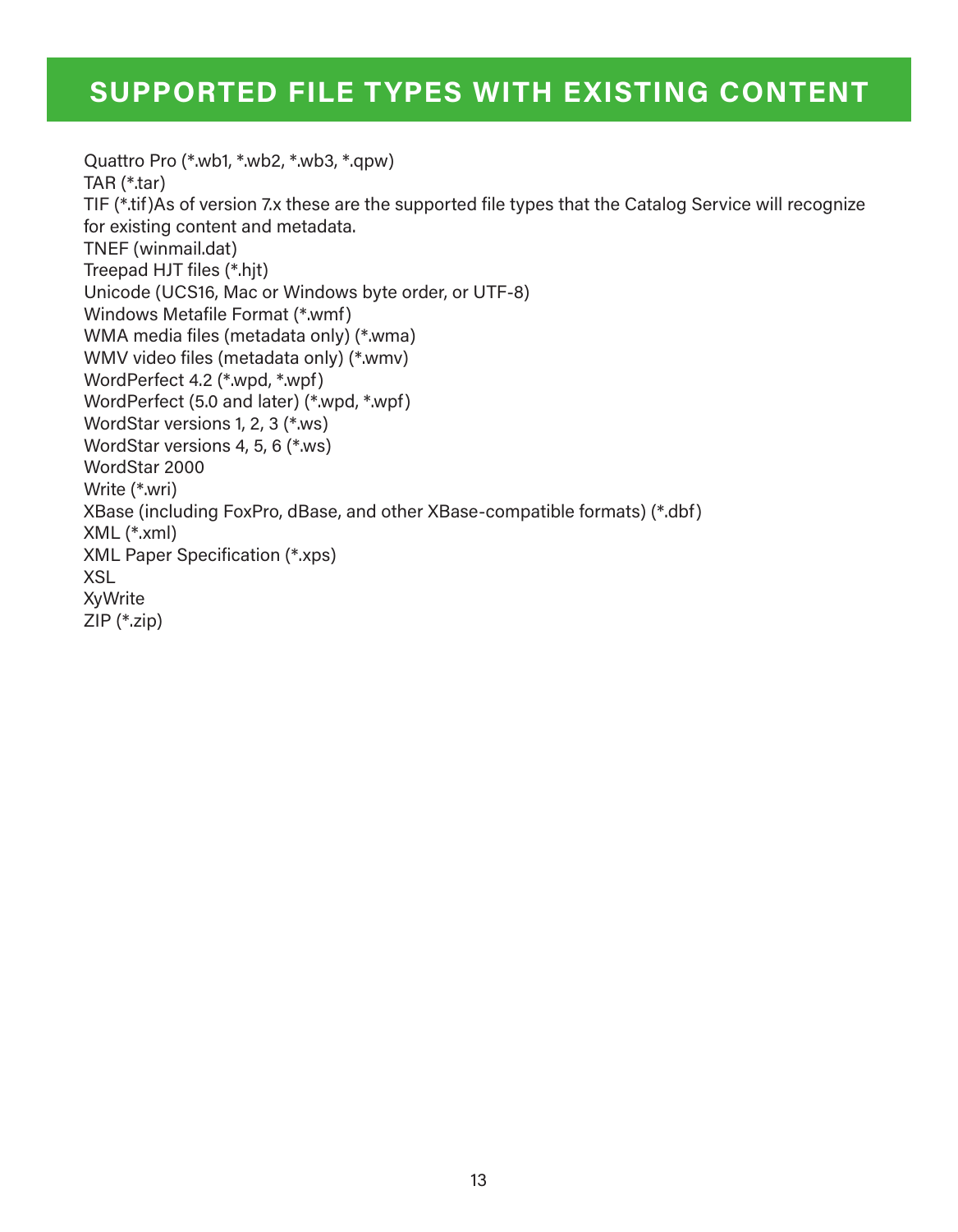## SUPPORTED FILE TYPES WITH EXISTING CONTENT

Quattro Pro (*.wb1, *.wb2, *.wb3, *.qpw)
TAR (*.tar)
TIF (*.tif)As of version 7.x these are the supported file types that the Catalog Service will recognize for existing content and metadata.
TNEF (winmail.dat)
Treepad HJT files (*.hjt)
Unicode (UCS16, Mac or Windows byte order, or UTF-8)
Windows Metafile Format (*.wmf)
WMA media files (metadata only) (*.wma)
WMV video files (metadata only) (*.wmv)
WordPerfect 4.2 (*.wpd, *.wpf)
WordPerfect (5.0 and later) (*.wpd, *.wpf)
WordStar versions 1, 2, 3 (*.ws)
WordStar versions 4, 5, 6 (*.ws)
WordStar 2000
Write (*.wri)
XBase (including FoxPro, dBase, and other XBase-compatible formats) (*.dbf)
XML (*.xml)
XML Paper Specification (*.xps)
XSL
XyWrite
ZIP (*.zip)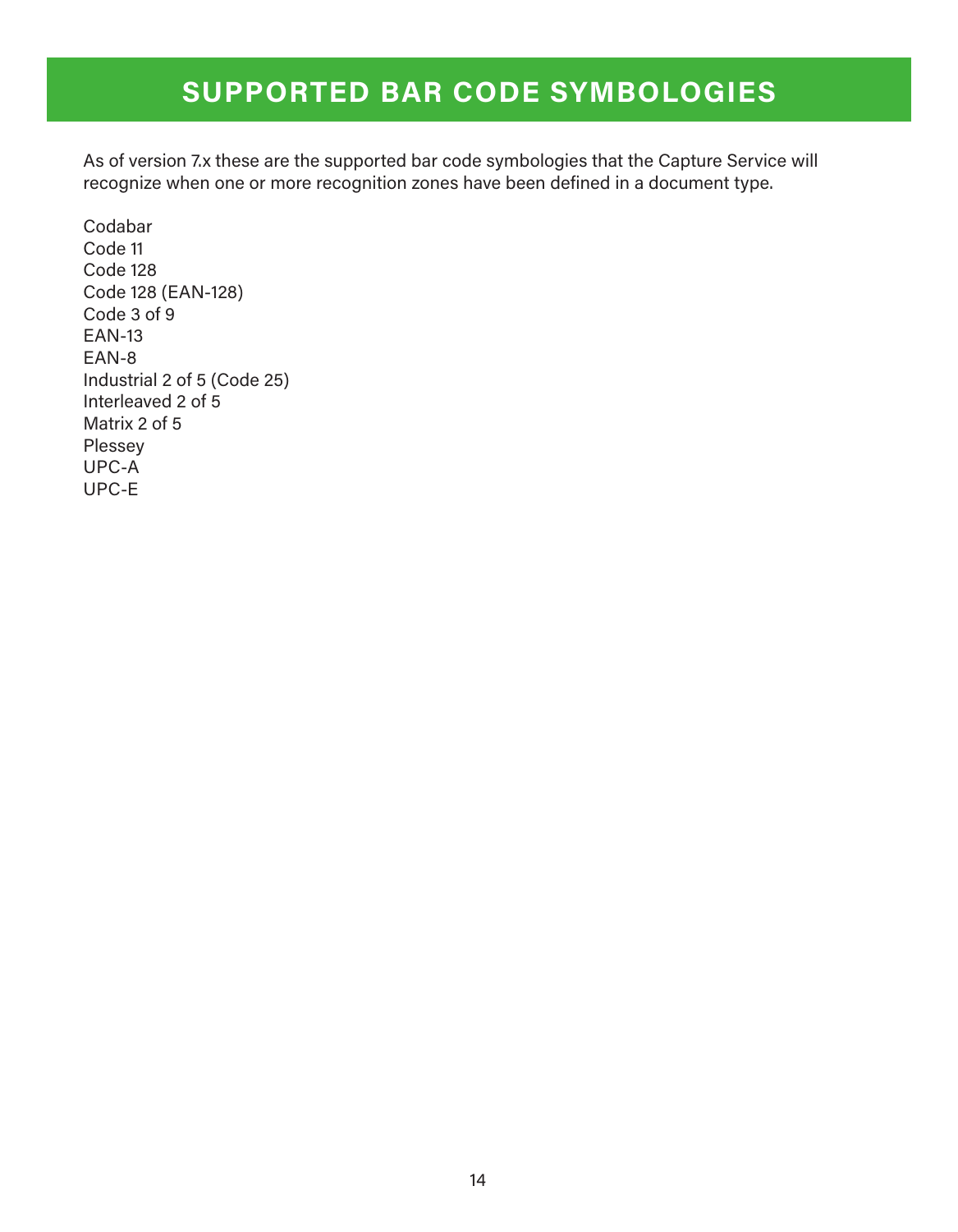# SUPPORTED BAR CODE SYMBOLOGIES

As of version 7.x these are the supported bar code symbologies that the Capture Service will recognize when one or more recognition zones have been defined in a document type.

Codabar
Code 11
Code 128
Code 128 (EAN-128)
Code 3 of 9
EAN-13
EAN-8
Industrial 2 of 5 (Code 25)
Interleaved 2 of 5
Matrix 2 of 5
Plessey
UPC-A
UPC-E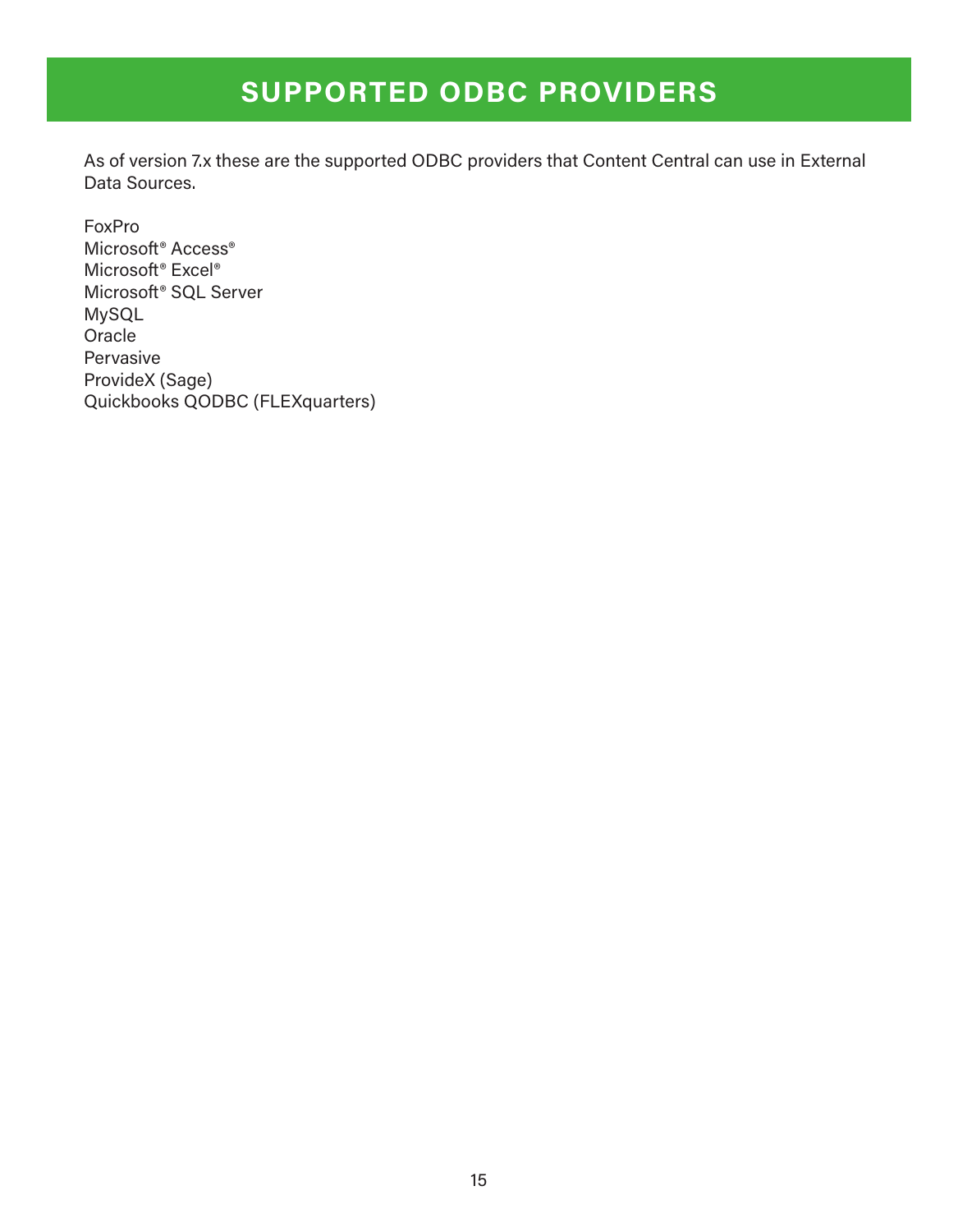# SUPPORTED ODBC PROVIDERS

As of version 7.x these are the supported ODBC providers that Content Central can use in External Data Sources.

FoxPro
Microsoft® Access®
Microsoft® Excel®
Microsoft® SQL Server
MySQL
Oracle
Pervasive
ProvideX (Sage)
Quickbooks QODBC (FLEXquarters)